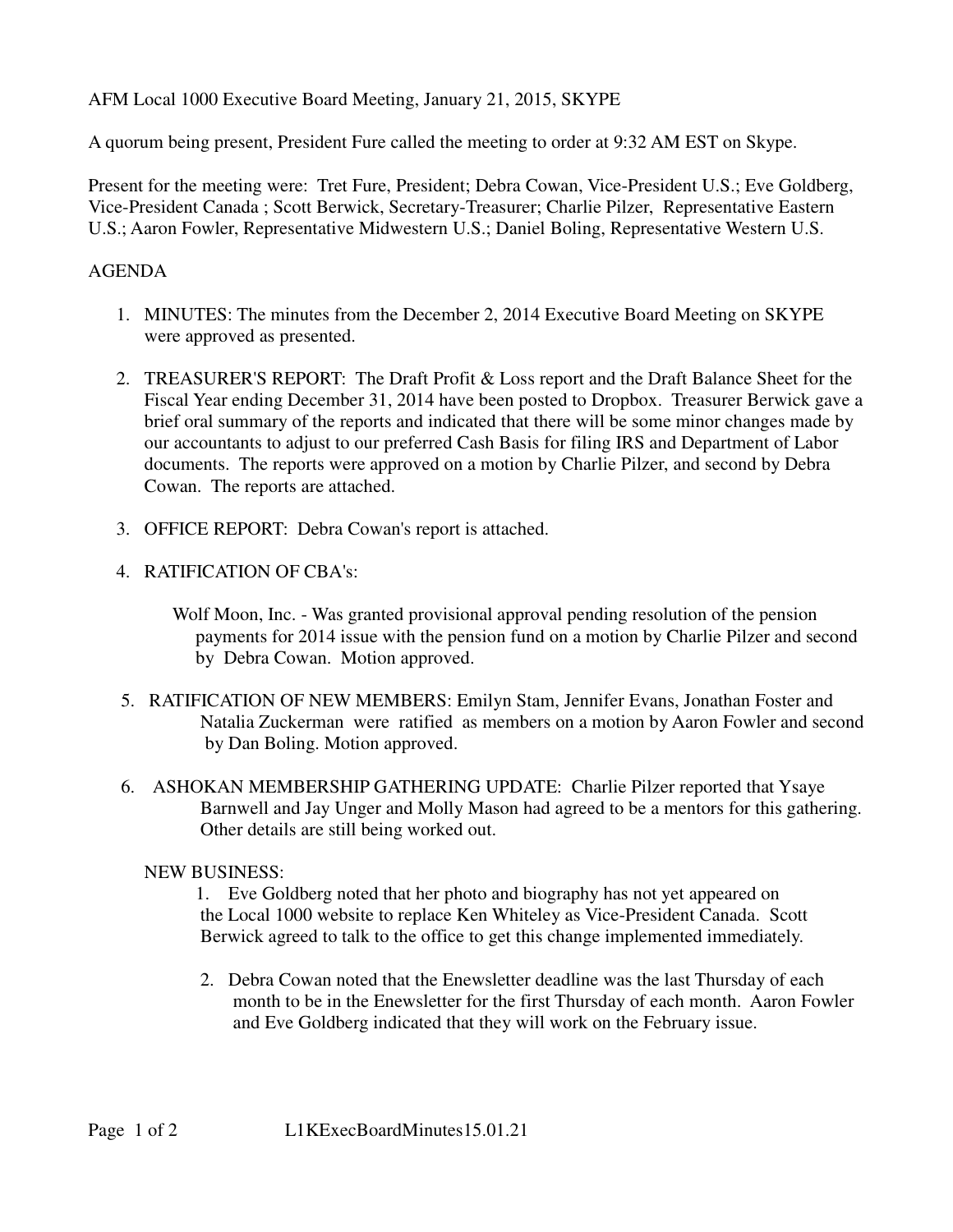AFM Local 1000 Executive Board Meeting, January 21, 2015, SKYPE

A quorum being present, President Fure called the meeting to order at 9:32 AM EST on Skype.

Present for the meeting were: Tret Fure, President; Debra Cowan, Vice-President U.S.; Eve Goldberg, Vice-President Canada ; Scott Berwick, Secretary-Treasurer; Charlie Pilzer, Representative Eastern U.S.; Aaron Fowler, Representative Midwestern U.S.; Daniel Boling, Representative Western U.S.

AGENDA

1. MINUTES: The minutes from the December 2, 2014 Executive Board Meeting on SKYPE were approved as presented.

2. TREASURER'S REPORT: The Draft Profit & Loss report and the Draft Balance Sheet for the Fiscal Year ending December 31, 2014 have been posted to Dropbox. Treasurer Berwick gave a brief oral summary of the reports and indicated that there will be some minor changes made by our accountants to adjust to our preferred Cash Basis for filing IRS and Department of Labor documents. The reports were approved on a motion by Charlie Pilzer, and second by Debra Cowan. The reports are attached.

3. OFFICE REPORT: Debra Cowan's report is attached.

4. RATIFICATION OF CBA's:

   Wolf Moon, Inc. - Was granted provisional approval pending resolution of the pension payments for 2014 issue with the pension fund on a motion by Charlie Pilzer and second by Debra Cowan. Motion approved.

5. RATIFICATION OF NEW MEMBERS: Emilyn Stam, Jennifer Evans, Jonathan Foster and Natalia Zuckerman were ratified as members on a motion by Aaron Fowler and second by Dan Boling. Motion approved.

6. ASHOKAN MEMBERSHIP GATHERING UPDATE: Charlie Pilzer reported that Ysaye Barnwell and Jay Unger and Molly Mason had agreed to be a mentors for this gathering. Other details are still being worked out.

NEW BUSINESS:

1. Eve Goldberg noted that her photo and biography has not yet appeared on the Local 1000 website to replace Ken Whiteley as Vice-President Canada. Scott Berwick agreed to talk to the office to get this change implemented immediately.

2. Debra Cowan noted that the Enewsletter deadline was the last Thursday of each month to be in the Enewsletter for the first Thursday of each month. Aaron Fowler and Eve Goldberg indicated that they will work on the February issue.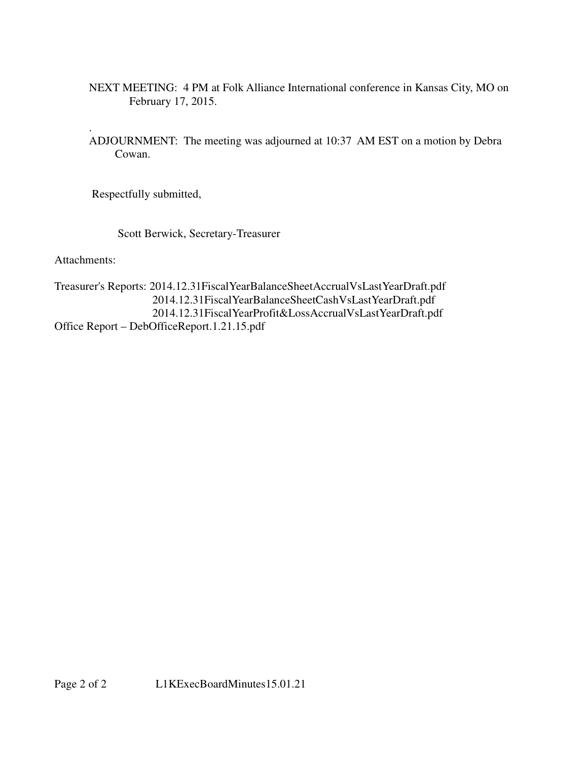NEXT MEETING: 4 PM at Folk Alliance International conference in Kansas City, MO on February 17, 2015.

.

ADJOURNMENT: The meeting was adjourned at 10:37 AM EST on a motion by Debra Cowan.

Respectfully submitted,

Scott Berwick, Secretary-Treasurer

Attachments:

Treasurer's Reports: 2014.12.31FiscalYearBalanceSheetAccrualVsLastYearDraft.pdf
2014.12.31FiscalYearBalanceSheetCashVsLastYearDraft.pdf
2014.12.31FiscalYearProfit&LossAccrualVsLastYearDraft.pdf

Office Report – DebOfficeReport.1.21.15.pdf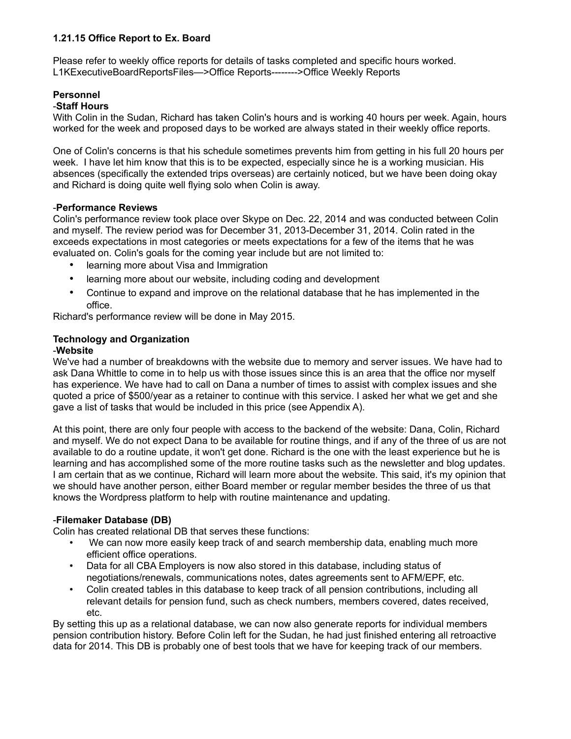**1.21.15 Office Report to Ex. Board**

Please refer to weekly office reports for details of tasks completed and specific hours worked.
L1KExecutiveBoardReportsFiles—>Office Reports-------->Office Weekly Reports

**Personnel**

-**Staff Hours**

With Colin in the Sudan, Richard has taken Colin's hours and is working 40 hours per week. Again, hours worked for the week and proposed days to be worked are always stated in their weekly office reports.

One of Colin's concerns is that his schedule sometimes prevents him from getting in his full 20 hours per week. I have let him know that this is to be expected, especially since he is a working musician. His absences (specifically the extended trips overseas) are certainly noticed, but we have been doing okay and Richard is doing quite well flying solo when Colin is away.

-**Performance Reviews**

Colin's performance review took place over Skype on Dec. 22, 2014 and was conducted between Colin and myself. The review period was for December 31, 2013-December 31, 2014. Colin rated in the exceeds expectations in most categories or meets expectations for a few of the items that he was evaluated on. Colin's goals for the coming year include but are not limited to:

- learning more about Visa and Immigration
- learning more about our website, including coding and development
- Continue to expand and improve on the relational database that he has implemented in the office.

Richard's performance review will be done in May 2015.

**Technology and Organization**

-**Website**

We've had a number of breakdowns with the website due to memory and server issues. We have had to ask Dana Whittle to come in to help us with those issues since this is an area that the office nor myself has experience. We have had to call on Dana a number of times to assist with complex issues and she quoted a price of $500/year as a retainer to continue with this service. I asked her what we get and she gave a list of tasks that would be included in this price (see Appendix A).

At this point, there are only four people with access to the backend of the website: Dana, Colin, Richard and myself. We do not expect Dana to be available for routine things, and if any of the three of us are not available to do a routine update, it won't get done. Richard is the one with the least experience but he is learning and has accomplished some of the more routine tasks such as the newsletter and blog updates. I am certain that as we continue, Richard will learn more about the website. This said, it's my opinion that we should have another person, either Board member or regular member besides the three of us that knows the Wordpress platform to help with routine maintenance and updating.

-**Filemaker Database (DB)**

Colin has created relational DB that serves these functions:

- We can now more easily keep track of and search membership data, enabling much more efficient office operations.
- Data for all CBA Employers is now also stored in this database, including status of negotiations/renewals, communications notes, dates agreements sent to AFM/EPF, etc.
- Colin created tables in this database to keep track of all pension contributions, including all relevant details for pension fund, such as check numbers, members covered, dates received, etc.

By setting this up as a relational database, we can now also generate reports for individual members pension contribution history. Before Colin left for the Sudan, he had just finished entering all retroactive data for 2014. This DB is probably one of best tools that we have for keeping track of our members.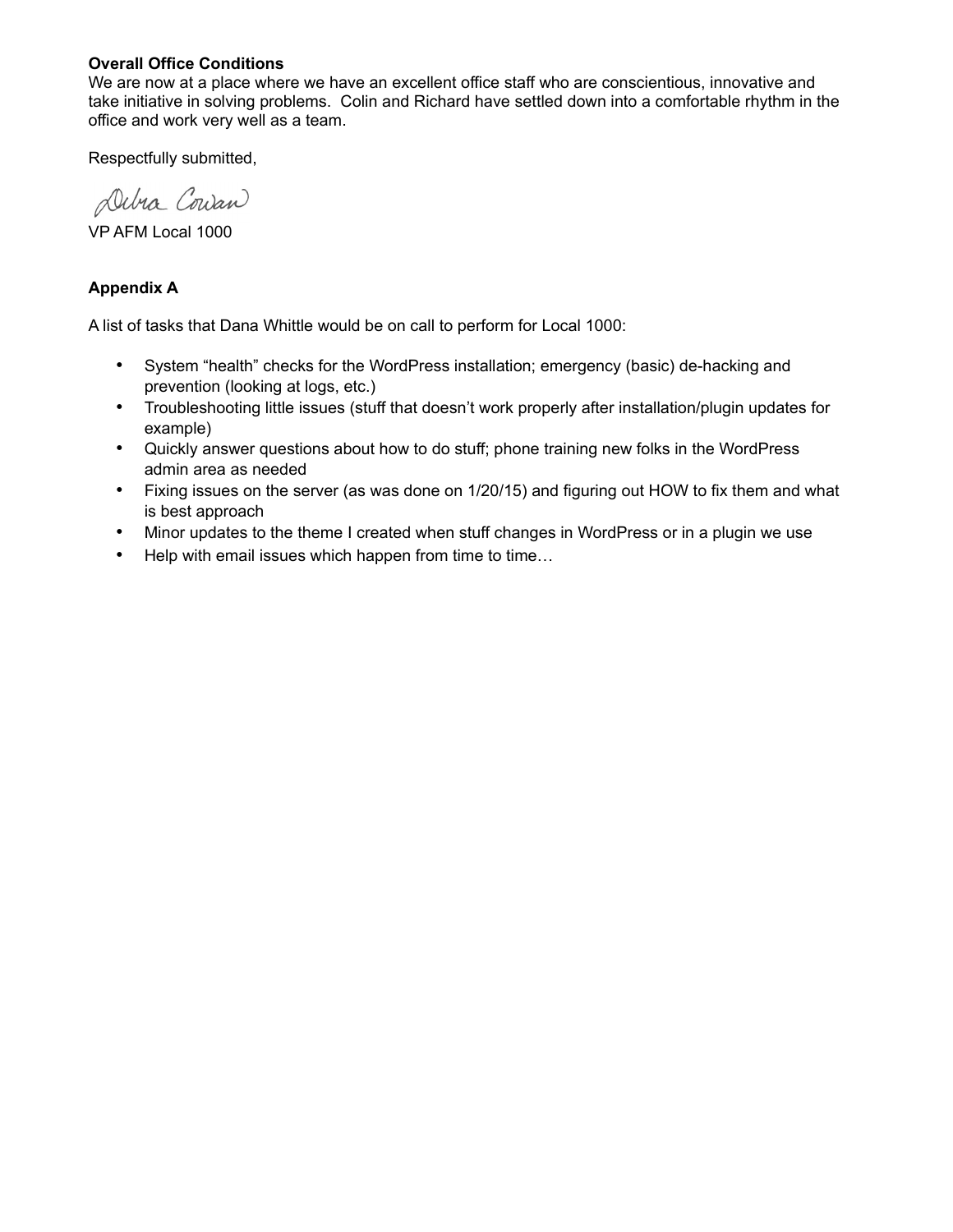**Overall Office Conditions**
We are now at a place where we have an excellent office staff who are conscientious, innovative and take initiative in solving problems. Colin and Richard have settled down into a comfortable rhythm in the office and work very well as a team.

Respectfully submitted,

Debra Cowan

VP AFM Local 1000

**Appendix A**

A list of tasks that Dana Whittle would be on call to perform for Local 1000:

- System "health" checks for the WordPress installation; emergency (basic) de-hacking and prevention (looking at logs, etc.)
- Troubleshooting little issues (stuff that doesn't work properly after installation/plugin updates for example)
- Quickly answer questions about how to do stuff; phone training new folks in the WordPress admin area as needed
- Fixing issues on the server (as was done on 1/20/15) and figuring out HOW to fix them and what is best approach
- Minor updates to the theme I created when stuff changes in WordPress or in a plugin we use
- Help with email issues which happen from time to time…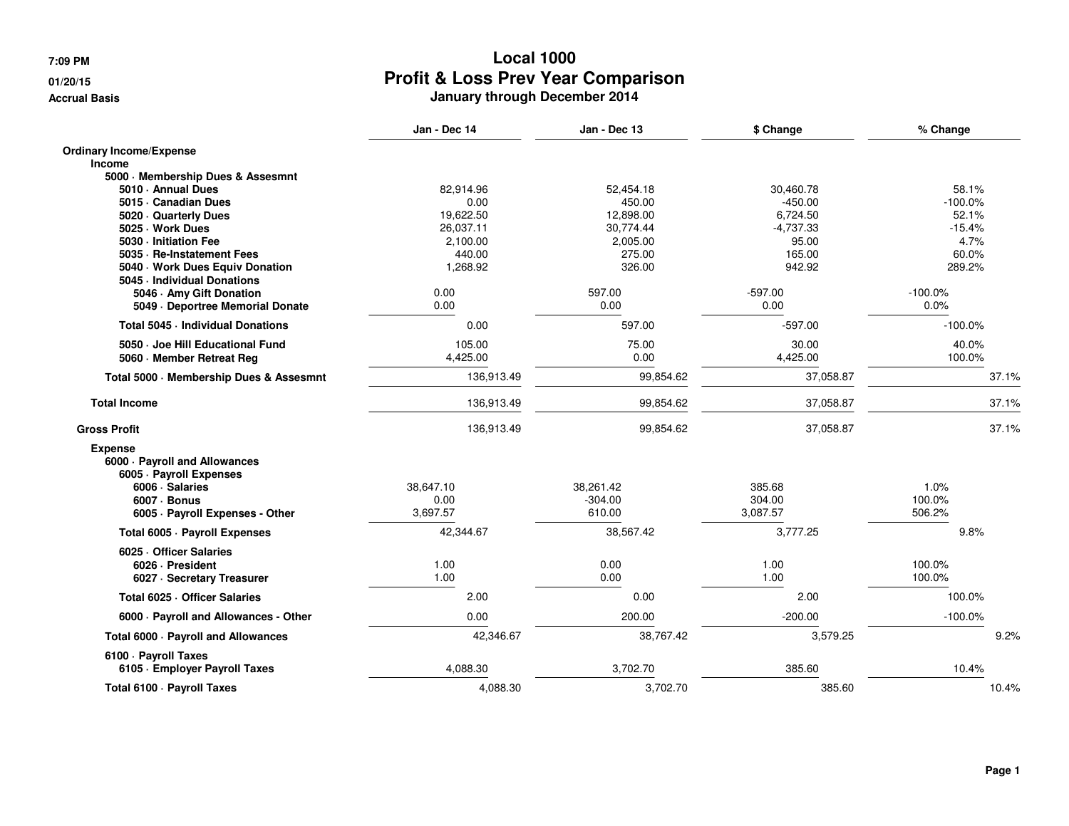7:09 PM

01/20/15

Accrual Basis

# Local 1000
## Profit & Loss Prev Year Comparison
### January through December 2014

| | Jan - Dec 14 | Jan - Dec 13 | $ Change | % Change |
|---|---|---|---|---|
| **Ordinary Income/Expense** | | | | |
| **Income** | | | | |
| **5000 · Membership Dues & Assesmnt** | | | | |
| **5010 · Annual Dues** | 82,914.96 | 52,454.18 | 30,460.78 | 58.1% |
| **5015 · Canadian Dues** | 0.00 | 450.00 | -450.00 | -100.0% |
| **5020 · Quarterly Dues** | 19,622.50 | 12,898.00 | 6,724.50 | 52.1% |
| **5025 · Work Dues** | 26,037.11 | 30,774.44 | -4,737.33 | -15.4% |
| **5030 · Initiation Fee** | 2,100.00 | 2,005.00 | 95.00 | 4.7% |
| **5035 · Re-Instatement Fees** | 440.00 | 275.00 | 165.00 | 60.0% |
| **5040 · Work Dues Equiv Donation** | 1,268.92 | 326.00 | 942.92 | 289.2% |
| **5045 · Individual Donations** | | | | |
| **5046 · Amy Gift Donation** | 0.00 | 597.00 | -597.00 | -100.0% |
| **5049 · Deportree Memorial Donate** | 0.00 | 0.00 | 0.00 | 0.0% |
| **Total 5045 · Individual Donations** | 0.00 | 597.00 | -597.00 | -100.0% |
| **5050 · Joe Hill Educational Fund** | 105.00 | 75.00 | 30.00 | 40.0% |
| **5060 · Member Retreat Reg** | 4,425.00 | 0.00 | 4,425.00 | 100.0% |
| **Total 5000 · Membership Dues & Assesmnt** | 136,913.49 | 99,854.62 | 37,058.87 | 37.1% |
| **Total Income** | 136,913.49 | 99,854.62 | 37,058.87 | 37.1% |
| **Gross Profit** | 136,913.49 | 99,854.62 | 37,058.87 | 37.1% |
| **Expense** | | | | |
| **6000 · Payroll and Allowances** | | | | |
| **6005 · Payroll Expenses** | | | | |
| **6006 · Salaries** | 38,647.10 | 38,261.42 | 385.68 | 1.0% |
| **6007 · Bonus** | 0.00 | -304.00 | 304.00 | 100.0% |
| **6005 · Payroll Expenses - Other** | 3,697.57 | 610.00 | 3,087.57 | 506.2% |
| **Total 6005 · Payroll Expenses** | 42,344.67 | 38,567.42 | 3,777.25 | 9.8% |
| **6025 · Officer Salaries** | | | | |
| **6026 · President** | 1.00 | 0.00 | 1.00 | 100.0% |
| **6027 · Secretary Treasurer** | 1.00 | 0.00 | 1.00 | 100.0% |
| **Total 6025 · Officer Salaries** | 2.00 | 0.00 | 2.00 | 100.0% |
| **6000 · Payroll and Allowances - Other** | 0.00 | 200.00 | -200.00 | -100.0% |
| **Total 6000 · Payroll and Allowances** | 42,346.67 | 38,767.42 | 3,579.25 | 9.2% |
| **6100 · Payroll Taxes** | | | | |
| **6105 · Employer Payroll Taxes** | 4,088.30 | 3,702.70 | 385.60 | 10.4% |
| **Total 6100 · Payroll Taxes** | 4,088.30 | 3,702.70 | 385.60 | 10.4% |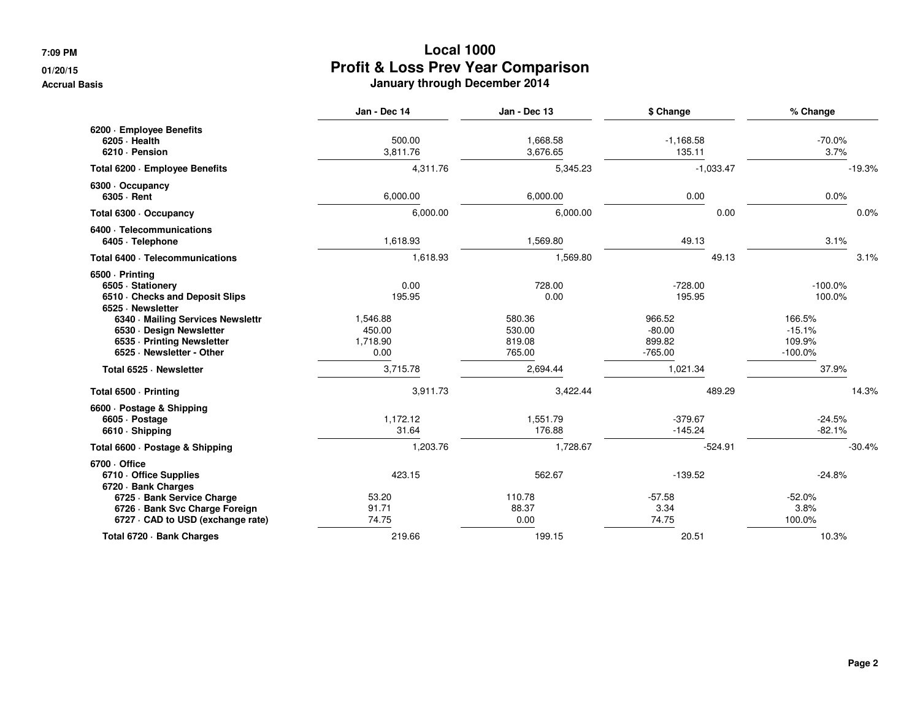# Local 1000
## Profit & Loss Prev Year Comparison
### January through December 2014

| | Jan - Dec 14 | Jan - Dec 13 | $ Change | % Change |
|---|---|---|---|---|
| **6200 · Employee Benefits** | | | | |
| **6205 · Health** | 500.00 | 1,668.58 | -1,168.58 | -70.0% |
| **6210 · Pension** | 3,811.76 | 3,676.65 | 135.11 | 3.7% |
| **Total 6200 · Employee Benefits** | 4,311.76 | 5,345.23 | -1,033.47 | -19.3% |
| **6300 · Occupancy** | | | | |
| **6305 · Rent** | 6,000.00 | 6,000.00 | 0.00 | 0.0% |
| **Total 6300 · Occupancy** | 6,000.00 | 6,000.00 | 0.00 | 0.0% |
| **6400 · Telecommunications** | | | | |
| **6405 · Telephone** | 1,618.93 | 1,569.80 | 49.13 | 3.1% |
| **Total 6400 · Telecommunications** | 1,618.93 | 1,569.80 | 49.13 | 3.1% |
| **6500 · Printing** | | | | |
| **6505 · Stationery** | 0.00 | 728.00 | -728.00 | -100.0% |
| **6510 · Checks and Deposit Slips** | 195.95 | 0.00 | 195.95 | 100.0% |
| **6525 · Newsletter** | | | | |
| **6340 · Mailing Services Newslettr** | 1,546.88 | 580.36 | 966.52 | 166.5% |
| **6530 · Design Newsletter** | 450.00 | 530.00 | -80.00 | -15.1% |
| **6535 · Printing Newsletter** | 1,718.90 | 819.08 | 899.82 | 109.9% |
| **6525 · Newsletter - Other** | 0.00 | 765.00 | -765.00 | -100.0% |
| **Total 6525 · Newsletter** | 3,715.78 | 2,694.44 | 1,021.34 | 37.9% |
| **Total 6500 · Printing** | 3,911.73 | 3,422.44 | 489.29 | 14.3% |
| **6600 · Postage & Shipping** | | | | |
| **6605 · Postage** | 1,172.12 | 1,551.79 | -379.67 | -24.5% |
| **6610 · Shipping** | 31.64 | 176.88 | -145.24 | -82.1% |
| **Total 6600 · Postage & Shipping** | 1,203.76 | 1,728.67 | -524.91 | -30.4% |
| **6700 · Office** | | | | |
| **6710 · Office Supplies** | 423.15 | 562.67 | -139.52 | -24.8% |
| **6720 · Bank Charges** | | | | |
| **6725 · Bank Service Charge** | 53.20 | 110.78 | -57.58 | -52.0% |
| **6726 · Bank Svc Charge Foreign** | 91.71 | 88.37 | 3.34 | 3.8% |
| **6727 · CAD to USD (exchange rate)** | 74.75 | 0.00 | 74.75 | 100.0% |
| **Total 6720 · Bank Charges** | 219.66 | 199.15 | 20.51 | 10.3% |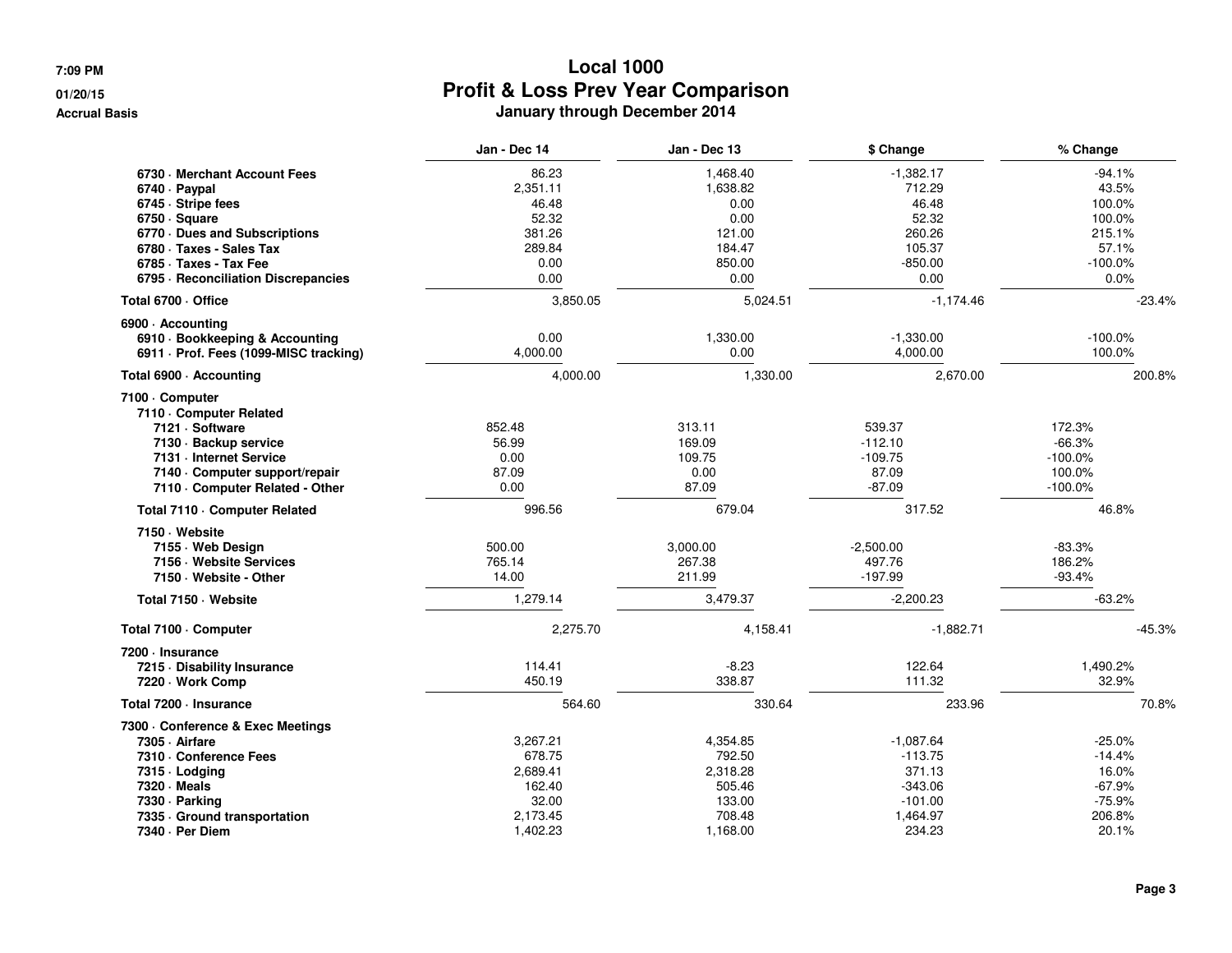# Local 1000
## Profit & Loss Prev Year Comparison
### January through December 2014

7:09 PM
01/20/15
Accrual Basis

| | Jan - Dec 14 | Jan - Dec 13 | $ Change | % Change |
|---|---|---|---|---|
| 6730 · Merchant Account Fees | 86.23 | 1,468.40 | -1,382.17 | -94.1% |
| 6740 · Paypal | 2,351.11 | 1,638.82 | 712.29 | 43.5% |
| 6745 · Stripe fees | 46.48 | 0.00 | 46.48 | 100.0% |
| 6750 · Square | 52.32 | 0.00 | 52.32 | 100.0% |
| 6770 · Dues and Subscriptions | 381.26 | 121.00 | 260.26 | 215.1% |
| 6780 · Taxes - Sales Tax | 289.84 | 184.47 | 105.37 | 57.1% |
| 6785 · Taxes - Tax Fee | 0.00 | 850.00 | -850.00 | -100.0% |
| 6795 · Reconciliation Discrepancies | 0.00 | 0.00 | 0.00 | 0.0% |
| **Total 6700 · Office** | 3,850.05 | 5,024.51 | -1,174.46 | -23.4% |
| **6900 · Accounting** | | | | |
| 6910 · Bookkeeping & Accounting | 0.00 | 1,330.00 | -1,330.00 | -100.0% |
| 6911 · Prof. Fees (1099-MISC tracking) | 4,000.00 | 0.00 | 4,000.00 | 100.0% |
| **Total 6900 · Accounting** | 4,000.00 | 1,330.00 | 2,670.00 | 200.8% |
| **7100 · Computer** | | | | |
| **7110 · Computer Related** | | | | |
| 7121 · Software | 852.48 | 313.11 | 539.37 | 172.3% |
| 7130 · Backup service | 56.99 | 169.09 | -112.10 | -66.3% |
| 7131 · Internet Service | 0.00 | 109.75 | -109.75 | -100.0% |
| 7140 · Computer support/repair | 87.09 | 0.00 | 87.09 | 100.0% |
| 7110 · Computer Related - Other | 0.00 | 87.09 | -87.09 | -100.0% |
| **Total 7110 · Computer Related** | 996.56 | 679.04 | 317.52 | 46.8% |
| **7150 · Website** | | | | |
| 7155 · Web Design | 500.00 | 3,000.00 | -2,500.00 | -83.3% |
| 7156 · Website Services | 765.14 | 267.38 | 497.76 | 186.2% |
| 7150 · Website - Other | 14.00 | 211.99 | -197.99 | -93.4% |
| **Total 7150 · Website** | 1,279.14 | 3,479.37 | -2,200.23 | -63.2% |
| **Total 7100 · Computer** | 2,275.70 | 4,158.41 | -1,882.71 | -45.3% |
| **7200 · Insurance** | | | | |
| 7215 · Disability Insurance | 114.41 | -8.23 | 122.64 | 1,490.2% |
| 7220 · Work Comp | 450.19 | 338.87 | 111.32 | 32.9% |
| **Total 7200 · Insurance** | 564.60 | 330.64 | 233.96 | 70.8% |
| **7300 · Conference & Exec Meetings** | | | | |
| 7305 · Airfare | 3,267.21 | 4,354.85 | -1,087.64 | -25.0% |
| 7310 · Conference Fees | 678.75 | 792.50 | -113.75 | -14.4% |
| 7315 · Lodging | 2,689.41 | 2,318.28 | 371.13 | 16.0% |
| 7320 · Meals | 162.40 | 505.46 | -343.06 | -67.9% |
| 7330 · Parking | 32.00 | 133.00 | -101.00 | -75.9% |
| 7335 · Ground transportation | 2,173.45 | 708.48 | 1,464.97 | 206.8% |
| 7340 · Per Diem | 1,402.23 | 1,168.00 | 234.23 | 20.1% |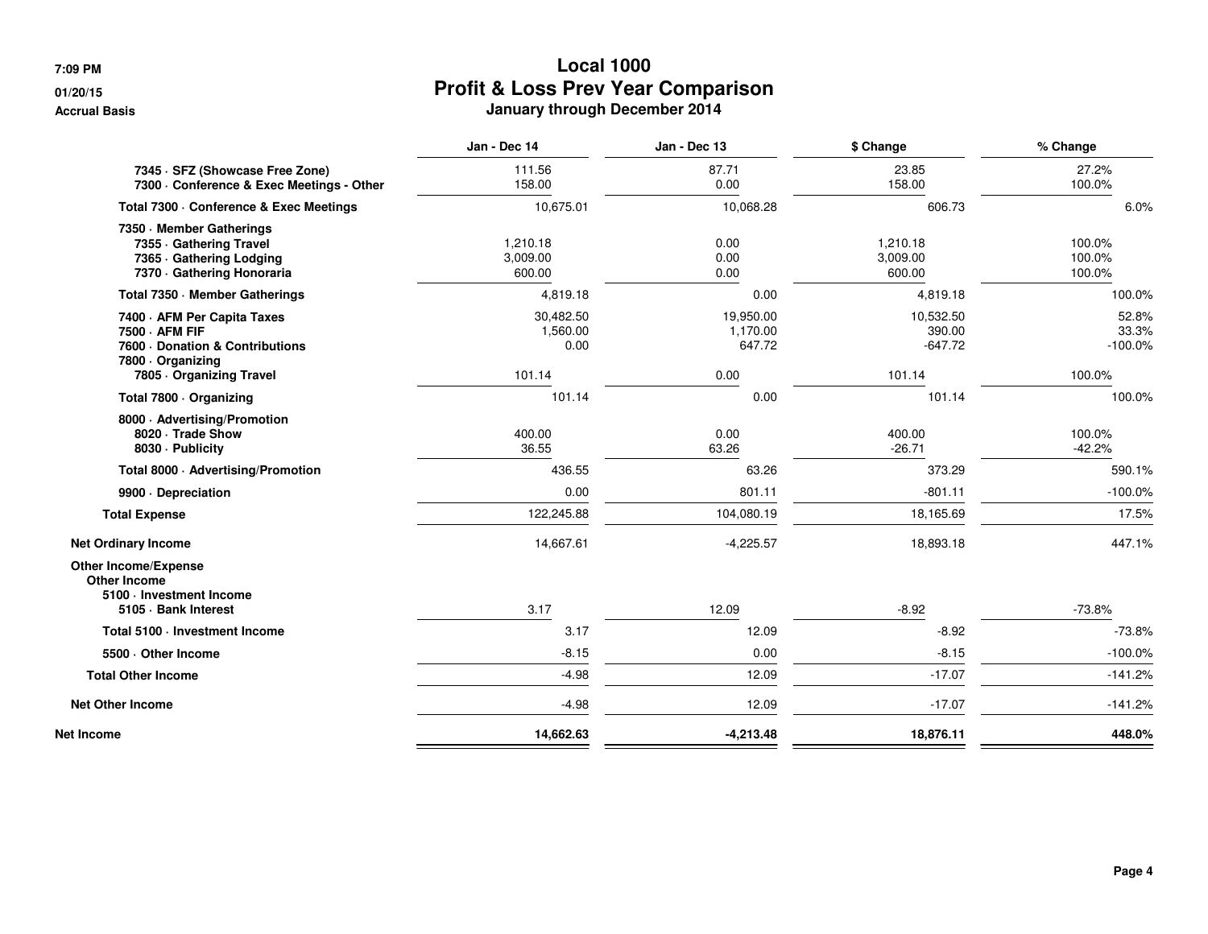7:09 PM

01/20/15

Accrual Basis

# Local 1000
## Profit & Loss Prev Year Comparison
### January through December 2014

| | Jan - Dec 14 | Jan - Dec 13 | $ Change | % Change |
|---|---|---|---|---|
| 7345 · SFZ (Showcase Free Zone) | 111.56 | 87.71 | 23.85 | 27.2% |
| 7300 · Conference & Exec Meetings - Other | 158.00 | 0.00 | 158.00 | 100.0% |
| **Total 7300 · Conference & Exec Meetings** | 10,675.01 | 10,068.28 | 606.73 | 6.0% |
| **7350 · Member Gatherings** | | | | |
| 7355 · Gathering Travel | 1,210.18 | 0.00 | 1,210.18 | 100.0% |
| 7365 · Gathering Lodging | 3,009.00 | 0.00 | 3,009.00 | 100.0% |
| 7370 · Gathering Honoraria | 600.00 | 0.00 | 600.00 | 100.0% |
| **Total 7350 · Member Gatherings** | 4,819.18 | 0.00 | 4,819.18 | 100.0% |
| 7400 · AFM Per Capita Taxes | 30,482.50 | 19,950.00 | 10,532.50 | 52.8% |
| 7500 · AFM FIF | 1,560.00 | 1,170.00 | 390.00 | 33.3% |
| 7600 · Donation & Contributions | 0.00 | 647.72 | -647.72 | -100.0% |
| **7800 · Organizing** | | | | |
| 7805 · Organizing Travel | 101.14 | 0.00 | 101.14 | 100.0% |
| **Total 7800 · Organizing** | 101.14 | 0.00 | 101.14 | 100.0% |
| **8000 · Advertising/Promotion** | | | | |
| 8020 · Trade Show | 400.00 | 0.00 | 400.00 | 100.0% |
| 8030 · Publicity | 36.55 | 63.26 | -26.71 | -42.2% |
| **Total 8000 · Advertising/Promotion** | 436.55 | 63.26 | 373.29 | 590.1% |
| 9900 · Depreciation | 0.00 | 801.11 | -801.11 | -100.0% |
| **Total Expense** | 122,245.88 | 104,080.19 | 18,165.69 | 17.5% |
| **Net Ordinary Income** | 14,667.61 | -4,225.57 | 18,893.18 | 447.1% |
| **Other Income/Expense** | | | | |
| **Other Income** | | | | |
| **5100 · Investment Income** | | | | |
| 5105 · Bank Interest | 3.17 | 12.09 | -8.92 | -73.8% |
| **Total 5100 · Investment Income** | 3.17 | 12.09 | -8.92 | -73.8% |
| 5500 · Other Income | -8.15 | 0.00 | -8.15 | -100.0% |
| **Total Other Income** | -4.98 | 12.09 | -17.07 | -141.2% |
| **Net Other Income** | -4.98 | 12.09 | -17.07 | -141.2% |
| **Net Income** | **14,662.63** | **-4,213.48** | **18,876.11** | **448.0%** |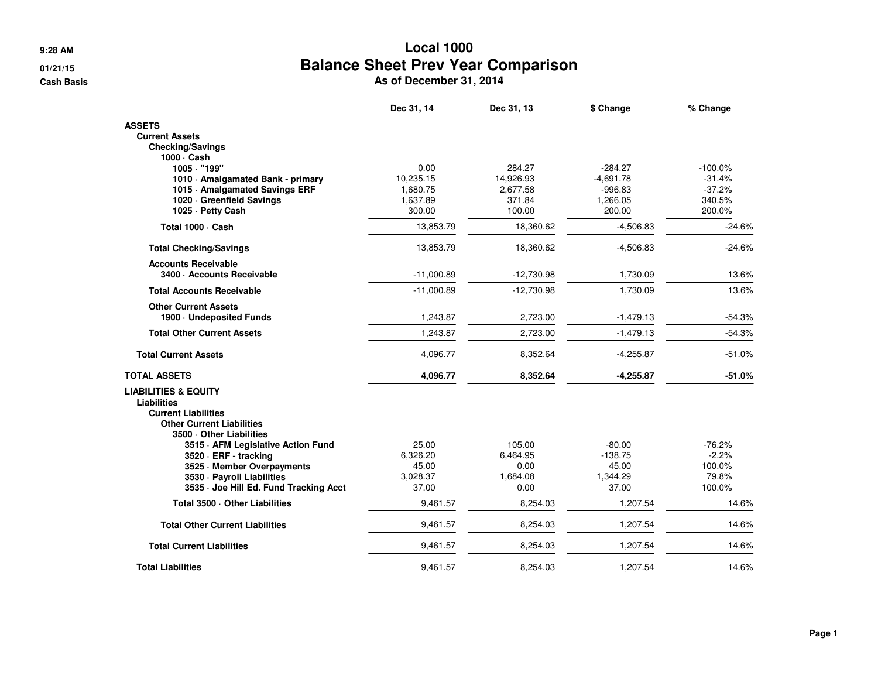9:28 AM
01/21/15
Cash Basis

# Local 1000
## Balance Sheet Prev Year Comparison
### As of December 31, 2014

| | Dec 31, 14 | Dec 31, 13 | $ Change | % Change |
|---|---|---|---|---|
| **ASSETS** | | | | |
| **Current Assets** | | | | |
| **Checking/Savings** | | | | |
| **1000 · Cash** | | | | |
| **1005 · "199"** | 0.00 | 284.27 | -284.27 | -100.0% |
| **1010 · Amalgamated Bank - primary** | 10,235.15 | 14,926.93 | -4,691.78 | -31.4% |
| **1015 · Amalgamated Savings ERF** | 1,680.75 | 2,677.58 | -996.83 | -37.2% |
| **1020 · Greenfield Savings** | 1,637.89 | 371.84 | 1,266.05 | 340.5% |
| **1025 · Petty Cash** | 300.00 | 100.00 | 200.00 | 200.0% |
| **Total 1000 · Cash** | 13,853.79 | 18,360.62 | -4,506.83 | -24.6% |
| **Total Checking/Savings** | 13,853.79 | 18,360.62 | -4,506.83 | -24.6% |
| **Accounts Receivable** | | | | |
| **3400 · Accounts Receivable** | -11,000.89 | -12,730.98 | 1,730.09 | 13.6% |
| **Total Accounts Receivable** | -11,000.89 | -12,730.98 | 1,730.09 | 13.6% |
| **Other Current Assets** | | | | |
| **1900 · Undeposited Funds** | 1,243.87 | 2,723.00 | -1,479.13 | -54.3% |
| **Total Other Current Assets** | 1,243.87 | 2,723.00 | -1,479.13 | -54.3% |
| **Total Current Assets** | 4,096.77 | 8,352.64 | -4,255.87 | -51.0% |
| **TOTAL ASSETS** | **4,096.77** | **8,352.64** | **-4,255.87** | **-51.0%** |
| **LIABILITIES & EQUITY** | | | | |
| **Liabilities** | | | | |
| **Current Liabilities** | | | | |
| **Other Current Liabilities** | | | | |
| **3500 · Other Liabilities** | | | | |
| **3515 · AFM Legislative Action Fund** | 25.00 | 105.00 | -80.00 | -76.2% |
| **3520 · ERF - tracking** | 6,326.20 | 6,464.95 | -138.75 | -2.2% |
| **3525 · Member Overpayments** | 45.00 | 0.00 | 45.00 | 100.0% |
| **3530 · Payroll Liabilities** | 3,028.37 | 1,684.08 | 1,344.29 | 79.8% |
| **3535 · Joe Hill Ed. Fund Tracking Acct** | 37.00 | 0.00 | 37.00 | 100.0% |
| **Total 3500 · Other Liabilities** | 9,461.57 | 8,254.03 | 1,207.54 | 14.6% |
| **Total Other Current Liabilities** | 9,461.57 | 8,254.03 | 1,207.54 | 14.6% |
| **Total Current Liabilities** | 9,461.57 | 8,254.03 | 1,207.54 | 14.6% |
| **Total Liabilities** | 9,461.57 | 8,254.03 | 1,207.54 | 14.6% |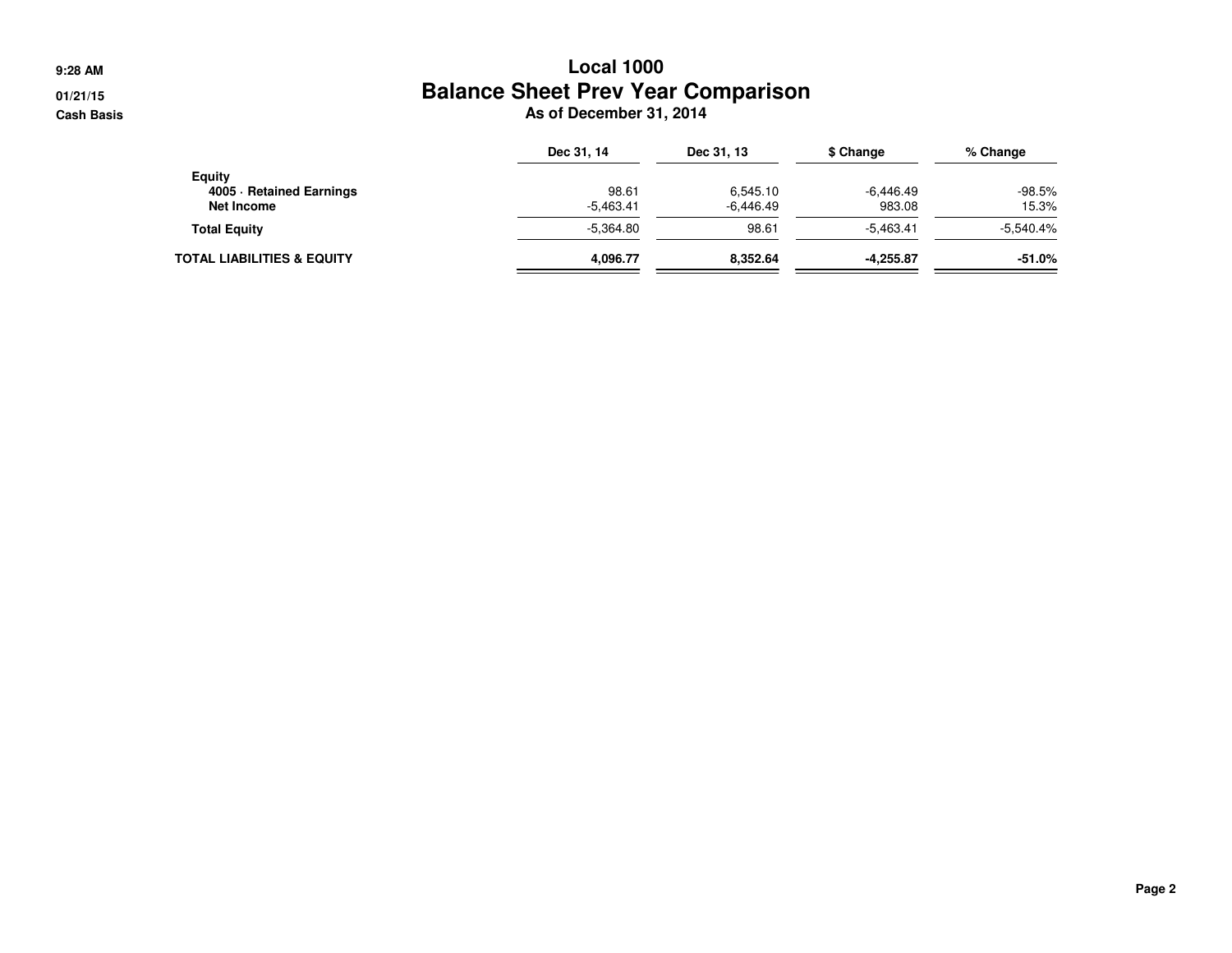# Local 1000

## Balance Sheet Prev Year Comparison

### As of December 31, 2014

9:28 AM
01/21/15
Cash Basis

| | Dec 31, 14 | Dec 31, 13 | $ Change | % Change |
|---|---|---|---|---|
| **Equity** | | | | |
| **4005 · Retained Earnings** | 98.61 | 6,545.10 | -6,446.49 | -98.5% |
| **Net Income** | -5,463.41 | -6,446.49 | 983.08 | 15.3% |
| **Total Equity** | -5,364.80 | 98.61 | -5,463.41 | -5,540.4% |
| **TOTAL LIABILITIES & EQUITY** | **4,096.77** | **8,352.64** | **-4,255.87** | **-51.0%** |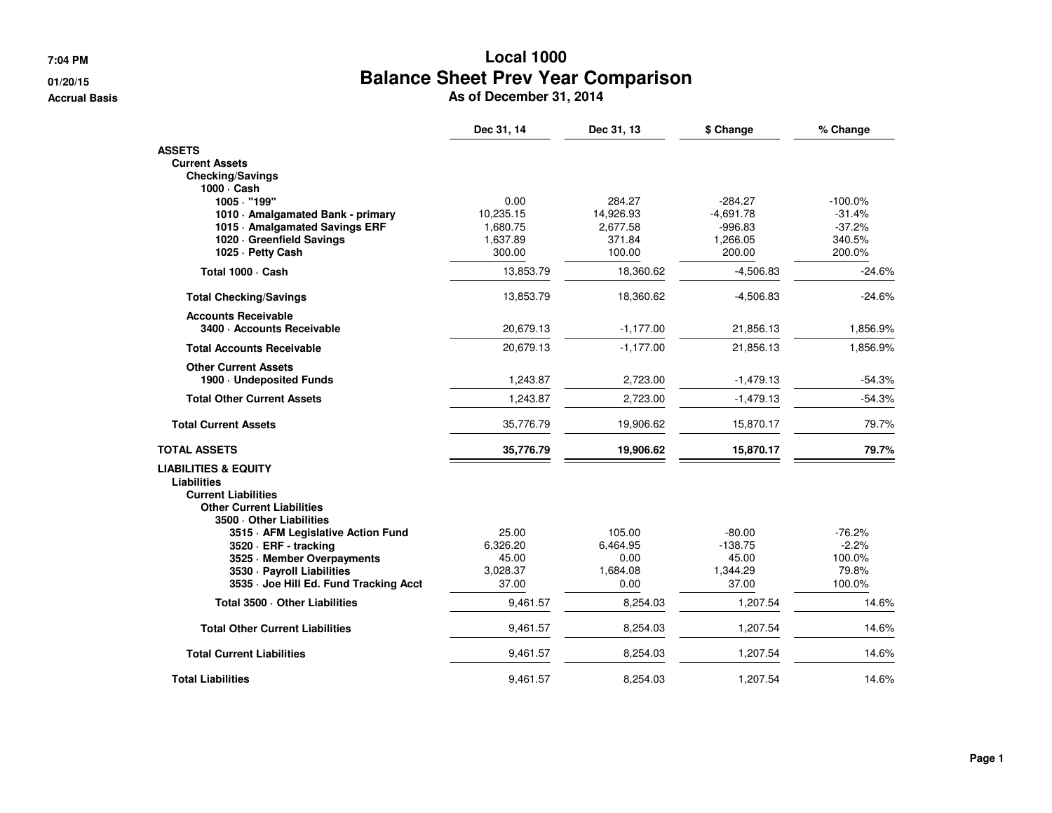# Local 1000

## Balance Sheet Prev Year Comparison

### As of December 31, 2014

7:04 PM
01/20/15
Accrual Basis

| | Dec 31, 14 | Dec 31, 13 | $ Change | % Change |
|---|---|---|---|---|
| **ASSETS** | | | | |
| **Current Assets** | | | | |
| **Checking/Savings** | | | | |
| **1000 · Cash** | | | | |
| **1005 · "199"** | 0.00 | 284.27 | -284.27 | -100.0% |
| **1010 · Amalgamated Bank - primary** | 10,235.15 | 14,926.93 | -4,691.78 | -31.4% |
| **1015 · Amalgamated Savings ERF** | 1,680.75 | 2,677.58 | -996.83 | -37.2% |
| **1020 · Greenfield Savings** | 1,637.89 | 371.84 | 1,266.05 | 340.5% |
| **1025 · Petty Cash** | 300.00 | 100.00 | 200.00 | 200.0% |
| **Total 1000 · Cash** | 13,853.79 | 18,360.62 | -4,506.83 | -24.6% |
| **Total Checking/Savings** | 13,853.79 | 18,360.62 | -4,506.83 | -24.6% |
| **Accounts Receivable** | | | | |
| **3400 · Accounts Receivable** | 20,679.13 | -1,177.00 | 21,856.13 | 1,856.9% |
| **Total Accounts Receivable** | 20,679.13 | -1,177.00 | 21,856.13 | 1,856.9% |
| **Other Current Assets** | | | | |
| **1900 · Undeposited Funds** | 1,243.87 | 2,723.00 | -1,479.13 | -54.3% |
| **Total Other Current Assets** | 1,243.87 | 2,723.00 | -1,479.13 | -54.3% |
| **Total Current Assets** | 35,776.79 | 19,906.62 | 15,870.17 | 79.7% |
| **TOTAL ASSETS** | **35,776.79** | **19,906.62** | **15,870.17** | **79.7%** |
| **LIABILITIES & EQUITY** | | | | |
| **Liabilities** | | | | |
| **Current Liabilities** | | | | |
| **Other Current Liabilities** | | | | |
| **3500 · Other Liabilities** | | | | |
| **3515 · AFM Legislative Action Fund** | 25.00 | 105.00 | -80.00 | -76.2% |
| **3520 · ERF - tracking** | 6,326.20 | 6,464.95 | -138.75 | -2.2% |
| **3525 · Member Overpayments** | 45.00 | 0.00 | 45.00 | 100.0% |
| **3530 · Payroll Liabilities** | 3,028.37 | 1,684.08 | 1,344.29 | 79.8% |
| **3535 · Joe Hill Ed. Fund Tracking Acct** | 37.00 | 0.00 | 37.00 | 100.0% |
| **Total 3500 · Other Liabilities** | 9,461.57 | 8,254.03 | 1,207.54 | 14.6% |
| **Total Other Current Liabilities** | 9,461.57 | 8,254.03 | 1,207.54 | 14.6% |
| **Total Current Liabilities** | 9,461.57 | 8,254.03 | 1,207.54 | 14.6% |
| **Total Liabilities** | 9,461.57 | 8,254.03 | 1,207.54 | 14.6% |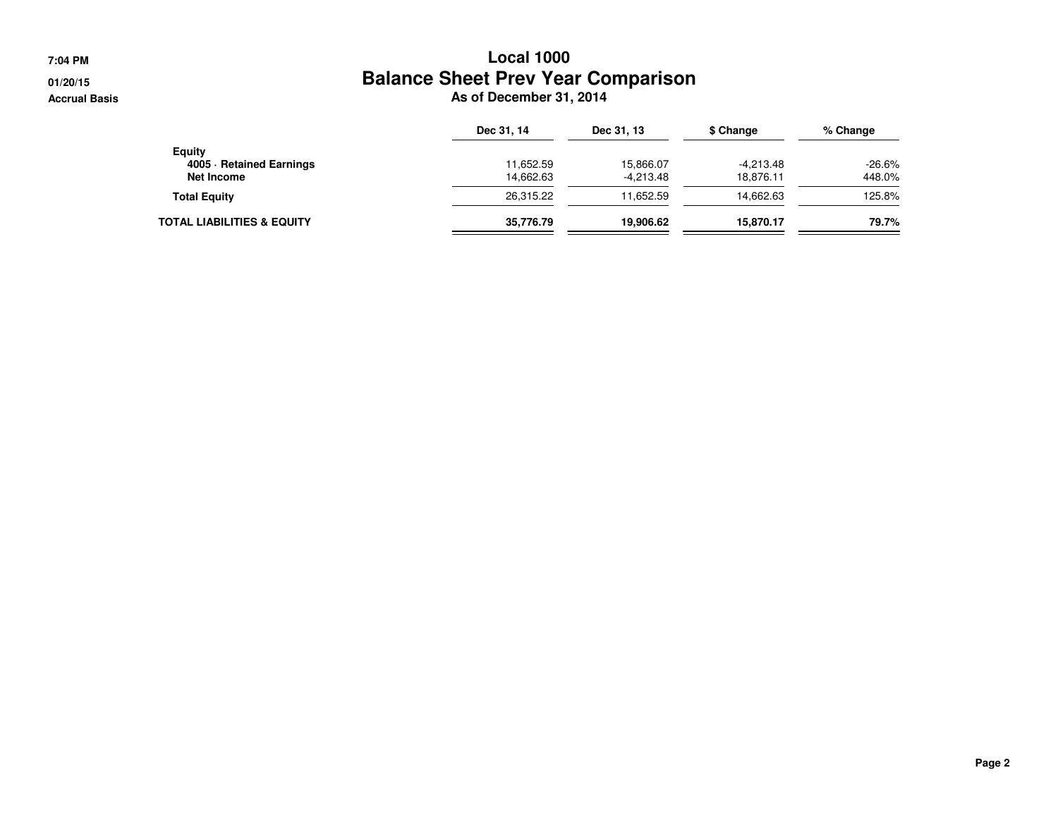7:04 PM

01/20/15

Accrual Basis

# Local 1000

## Balance Sheet Prev Year Comparison

### As of December 31, 2014

| | Dec 31, 14 | Dec 31, 13 | $ Change | % Change |
|---|---|---|---|---|
| **Equity** | | | | |
| **4005 · Retained Earnings** | 11,652.59 | 15,866.07 | -4,213.48 | -26.6% |
| **Net Income** | 14,662.63 | -4,213.48 | 18,876.11 | 448.0% |
| **Total Equity** | 26,315.22 | 11,652.59 | 14,662.63 | 125.8% |
| **TOTAL LIABILITIES & EQUITY** | **35,776.79** | **19,906.62** | **15,870.17** | **79.7%** |